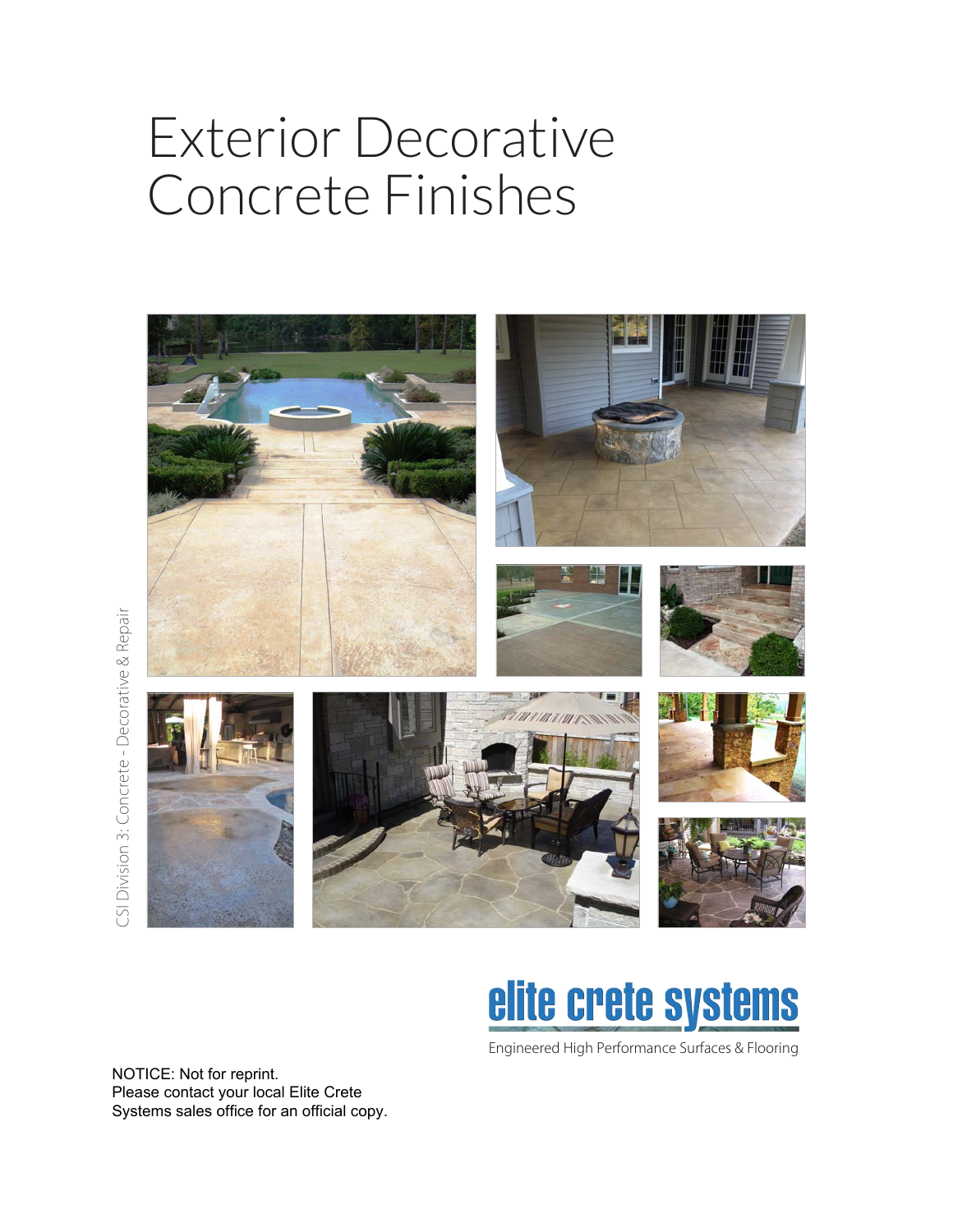# Exterior Decorative Concrete Finishes

CSI Division 3: Concrete - Decorative & Repair

elite crete systems

Engineered High Performance Surfaces & Flooring

NOTICE: Not for reprint.
Please contact your local Elite Crete Systems sales office for an official copy.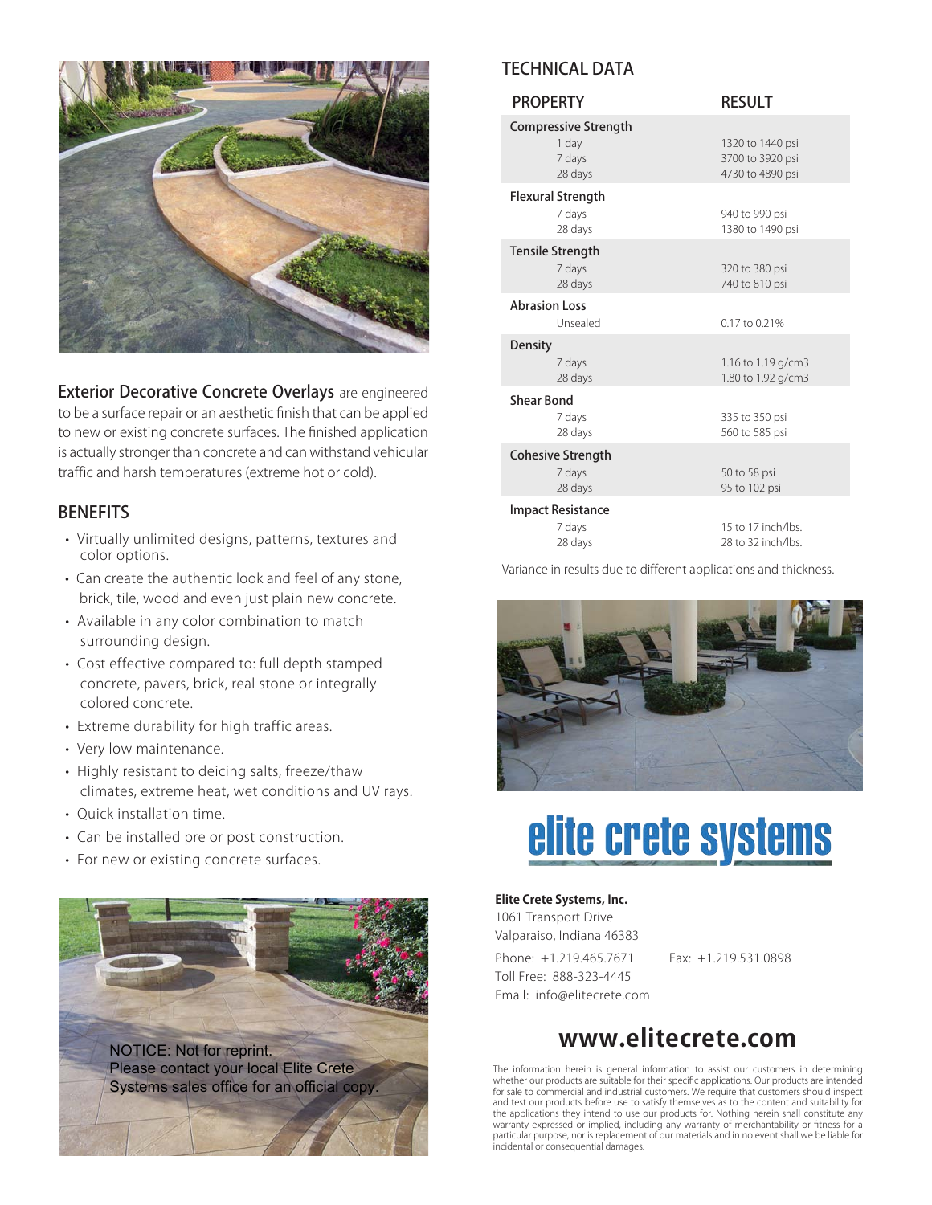**Exterior Decorative Concrete Overlays** are engineered to be a surface repair or an aesthetic finish that can be applied to new or existing concrete surfaces. The finished application is actually stronger than concrete and can withstand vehicular traffic and harsh temperatures (extreme hot or cold).

## BENEFITS

- Virtually unlimited designs, patterns, textures and color options.
- Can create the authentic look and feel of any stone, brick, tile, wood and even just plain new concrete.
- Available in any color combination to match surrounding design.
- Cost effective compared to: full depth stamped concrete, pavers, brick, real stone or integrally colored concrete.
- Extreme durability for high traffic areas.
- Very low maintenance.
- Highly resistant to deicing salts, freeze/thaw climates, extreme heat, wet conditions and UV rays.
- Quick installation time.
- Can be installed pre or post construction.
- For new or existing concrete surfaces.

NOTICE: Not for reprint.
Please contact your local Elite Crete Systems sales office for an official copy.

## TECHNICAL DATA

| PROPERTY | RESULT |
|---|---|
| **Compressive Strength** | |
| 1 day | 1320 to 1440 psi |
| 7 days | 3700 to 3920 psi |
| 28 days | 4730 to 4890 psi |
| **Flexural Strength** | |
| 7 days | 940 to 990 psi |
| 28 days | 1380 to 1490 psi |
| **Tensile Strength** | |
| 7 days | 320 to 380 psi |
| 28 days | 740 to 810 psi |
| **Abrasion Loss** | |
| Unsealed | 0.17 to 0.21% |
| **Density** | |
| 7 days | 1.16 to 1.19 g/cm3 |
| 28 days | 1.80 to 1.92 g/cm3 |
| **Shear Bond** | |
| 7 days | 335 to 350 psi |
| 28 days | 560 to 585 psi |
| **Cohesive Strength** | |
| 7 days | 50 to 58 psi |
| 28 days | 95 to 102 psi |
| **Impact Resistance** | |
| 7 days | 15 to 17 inch/lbs. |
| 28 days | 28 to 32 inch/lbs. |

Variance in results due to different applications and thickness.

elite crete systems

**Elite Crete Systems, Inc.**
1061 Transport Drive
Valparaiso, Indiana 46383
Phone: +1.219.465.7671 Fax: +1.219.531.0898
Toll Free: 888-323-4445
Email: info@elitecrete.com

## www.elitecrete.com

The information herein is general information to assist our customers in determining whether our products are suitable for their specific applications. Our products are intended for sale to commercial and industrial customers. We require that customers should inspect and test our products before use to satisfy themselves as to the content and suitability for the applications they intend to use our products for. Nothing herein shall constitute any warranty expressed or implied, including any warranty of merchantability or fitness for a particular purpose, nor is replacement of our materials and in no event shall we be liable for incidental or consequential damages.